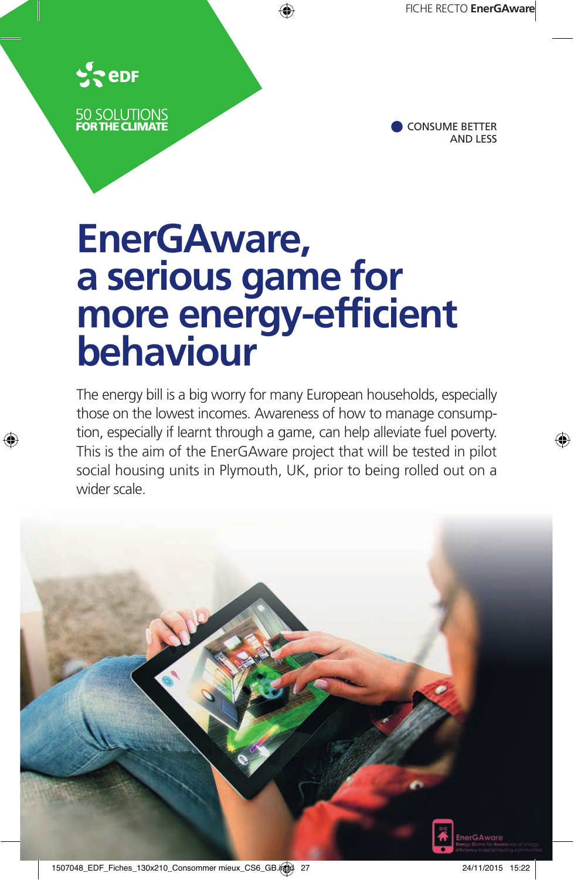EDF

50 SOLUTIONS
**FOR THE CLIMATE**

CONSUME BETTER AND LESS

# EnerGAware, a serious game for more energy-efficient behaviour

The energy bill is a big worry for many European households, especially those on the lowest incomes. Awareness of how to manage consumption, especially if learnt through a game, can help alleviate fuel poverty. This is the aim of the EnerGAware project that will be tested in pilot social housing units in Plymouth, UK, prior to being rolled out on a wider scale.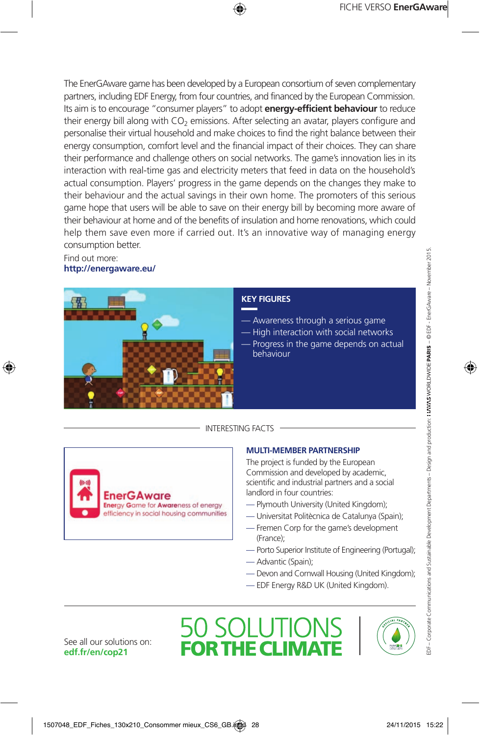The EnerGAware game has been developed by a European consortium of seven complementary partners, including EDF Energy, from four countries, and financed by the European Commission. Its aim is to encourage "consumer players" to adopt **energy-efficient behaviour** to reduce their energy bill along with $CO_2$ emissions. After selecting an avatar, players configure and personalise their virtual household and make choices to find the right balance between their energy consumption, comfort level and the financial impact of their choices. They can share their performance and challenge others on social networks. The game's innovation lies in its interaction with real-time gas and electricity meters that feed in data on the household's actual consumption. Players' progress in the game depends on the changes they make to their behaviour and the actual savings in their own home. The promoters of this serious game hope that users will be able to save on their energy bill by becoming more aware of their behaviour at home and of the benefits of insulation and home renovations, which could help them save even more if carried out. It's an innovative way of managing energy consumption better.

Find out more:
**http://energaware.eu/**

## KEY FIGURES

— Awareness through a serious game
— High interaction with social networks
— Progress in the game depends on actual behaviour

## INTERESTING FACTS

EnerGAware
Energy Game for Awareness of energy efficiency in social housing communities

### MULTI-MEMBER PARTNERSHIP

The project is funded by the European Commission and developed by academic, scientific and industrial partners and a social landlord in four countries:

— Plymouth University (United Kingdom);
— Universitat Politècnica de Catalunya (Spain);
— Fremen Corp for the game's development (France);
— Porto Superior Institute of Engineering (Portugal);
— Advantic (Spain);
— Devon and Cornwall Housing (United Kingdom);
— EDF Energy R&D UK (United Kingdom).

See all our solutions on:
**edf.fr/en/cop21**

# 50 SOLUTIONS FOR THE CLIMATE

EDF – Corporate Communications and Sustainable Development Departments – Design and production: HAVAS WORLDWIDE PARIS – © EDF - EnerGAware – November 2015.